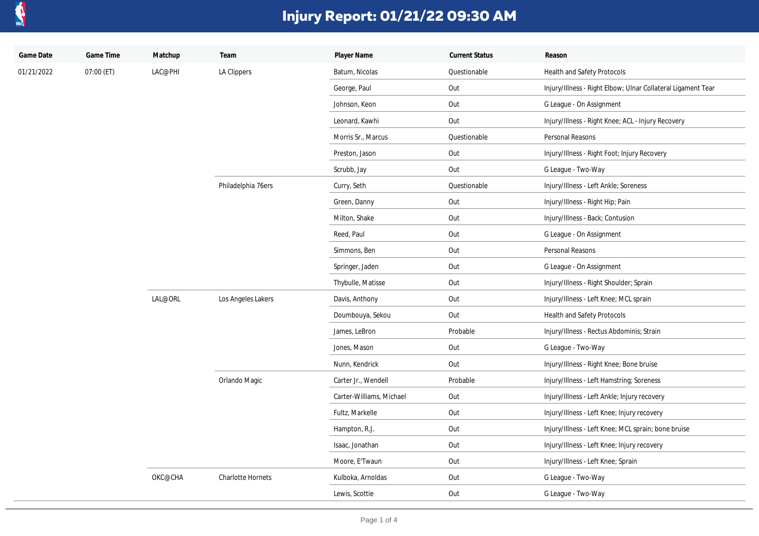# Injury Report: 01/21/22 09:30 AM

| Game Date | Game Time | Matchup | Team | Player Name | Current Status | Reason |
|---|---|---|---|---|---|---|
| 01/21/2022 | 07:00 (ET) | LAC@PHI | LA Clippers | Batum, Nicolas | Questionable | Health and Safety Protocols |
| | | | | George, Paul | Out | Injury/Illness - Right Elbow; Ulnar Collateral Ligament Tear |
| | | | | Johnson, Keon | Out | G League - On Assignment |
| | | | | Leonard, Kawhi | Out | Injury/Illness - Right Knee; ACL - Injury Recovery |
| | | | | Morris Sr., Marcus | Questionable | Personal Reasons |
| | | | | Preston, Jason | Out | Injury/Illness - Right Foot; Injury Recovery |
| | | | | Scrubb, Jay | Out | G League - Two-Way |
| | | | Philadelphia 76ers | Curry, Seth | Questionable | Injury/Illness - Left Ankle; Soreness |
| | | | | Green, Danny | Out | Injury/Illness - Right Hip; Pain |
| | | | | Milton, Shake | Out | Injury/Illness - Back; Contusion |
| | | | | Reed, Paul | Out | G League - On Assignment |
| | | | | Simmons, Ben | Out | Personal Reasons |
| | | | | Springer, Jaden | Out | G League - On Assignment |
| | | | | Thybulle, Matisse | Out | Injury/Illness - Right Shoulder; Sprain |
| | | LAL@ORL | Los Angeles Lakers | Davis, Anthony | Out | Injury/Illness - Left Knee; MCL sprain |
| | | | | Doumbouya, Sekou | Out | Health and Safety Protocols |
| | | | | James, LeBron | Probable | Injury/Illness - Rectus Abdominis; Strain |
| | | | | Jones, Mason | Out | G League - Two-Way |
| | | | | Nunn, Kendrick | Out | Injury/Illness - Right Knee; Bone bruise |
| | | | Orlando Magic | Carter Jr., Wendell | Probable | Injury/Illness - Left Hamstring; Soreness |
| | | | | Carter-Williams, Michael | Out | Injury/Illness - Left Ankle; Injury recovery |
| | | | | Fultz, Markelle | Out | Injury/Illness - Left Knee; Injury recovery |
| | | | | Hampton, R.J. | Out | Injury/Illness - Left Knee; MCL sprain; bone bruise |
| | | | | Isaac, Jonathan | Out | Injury/Illness - Left Knee; Injury recovery |
| | | | | Moore, E'Twaun | Out | Injury/Illness - Left Knee; Sprain |
| | | OKC@CHA | Charlotte Hornets | Kulboka, Arnoldas | Out | G League - Two-Way |
| | | | | Lewis, Scottie | Out | G League - Two-Way |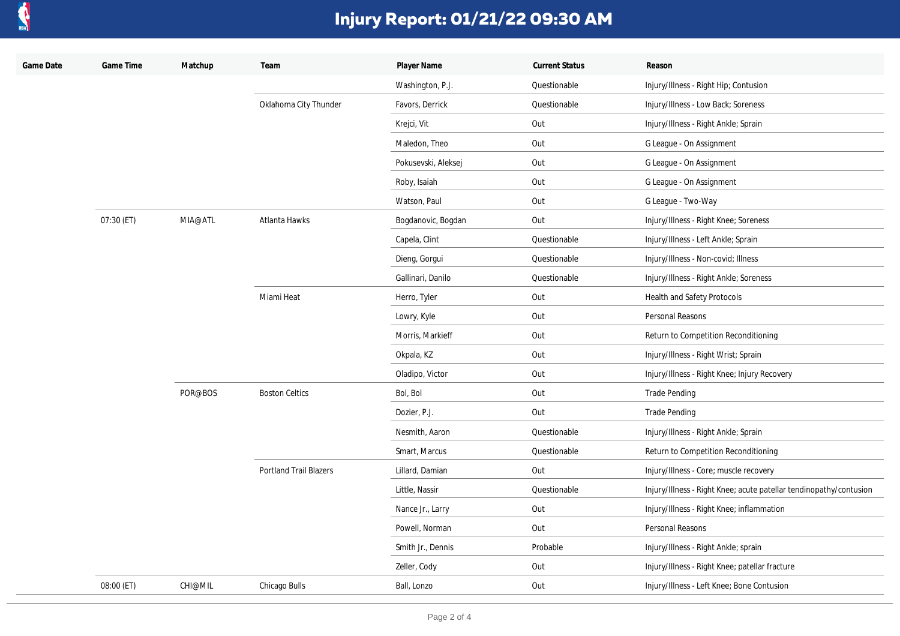# Injury Report: 01/21/22 09:30 AM

| Game Date | Game Time | Matchup | Team | Player Name | Current Status | Reason |
|---|---|---|---|---|---|---|
| | | | | Washington, P.J. | Questionable | Injury/Illness - Right Hip; Contusion |
| | | | Oklahoma City Thunder | Favors, Derrick | Questionable | Injury/Illness - Low Back; Soreness |
| | | | | Krejci, Vit | Out | Injury/Illness - Right Ankle; Sprain |
| | | | | Maledon, Theo | Out | G League - On Assignment |
| | | | | Pokusevski, Aleksej | Out | G League - On Assignment |
| | | | | Roby, Isaiah | Out | G League - On Assignment |
| | | | | Watson, Paul | Out | G League - Two-Way |
| | 07:30 (ET) | MIA@ATL | Atlanta Hawks | Bogdanovic, Bogdan | Out | Injury/Illness - Right Knee; Soreness |
| | | | | Capela, Clint | Questionable | Injury/Illness - Left Ankle; Sprain |
| | | | | Dieng, Gorgui | Questionable | Injury/Illness - Non-covid; Illness |
| | | | | Gallinari, Danilo | Questionable | Injury/Illness - Right Ankle; Soreness |
| | | | Miami Heat | Herro, Tyler | Out | Health and Safety Protocols |
| | | | | Lowry, Kyle | Out | Personal Reasons |
| | | | | Morris, Markieff | Out | Return to Competition Reconditioning |
| | | | | Okpala, KZ | Out | Injury/Illness - Right Wrist; Sprain |
| | | | | Oladipo, Victor | Out | Injury/Illness - Right Knee; Injury Recovery |
| | | POR@BOS | Boston Celtics | Bol, Bol | Out | Trade Pending |
| | | | | Dozier, P.J. | Out | Trade Pending |
| | | | | Nesmith, Aaron | Questionable | Injury/Illness - Right Ankle; Sprain |
| | | | | Smart, Marcus | Questionable | Return to Competition Reconditioning |
| | | | Portland Trail Blazers | Lillard, Damian | Out | Injury/Illness - Core; muscle recovery |
| | | | | Little, Nassir | Questionable | Injury/Illness - Right Knee; acute patellar tendinopathy/contusion |
| | | | | Nance Jr., Larry | Out | Injury/Illness - Right Knee; inflammation |
| | | | | Powell, Norman | Out | Personal Reasons |
| | | | | Smith Jr., Dennis | Probable | Injury/Illness - Right Ankle; sprain |
| | | | | Zeller, Cody | Out | Injury/Illness - Right Knee; patellar fracture |
| | 08:00 (ET) | CHI@MIL | Chicago Bulls | Ball, Lonzo | Out | Injury/Illness - Left Knee; Bone Contusion |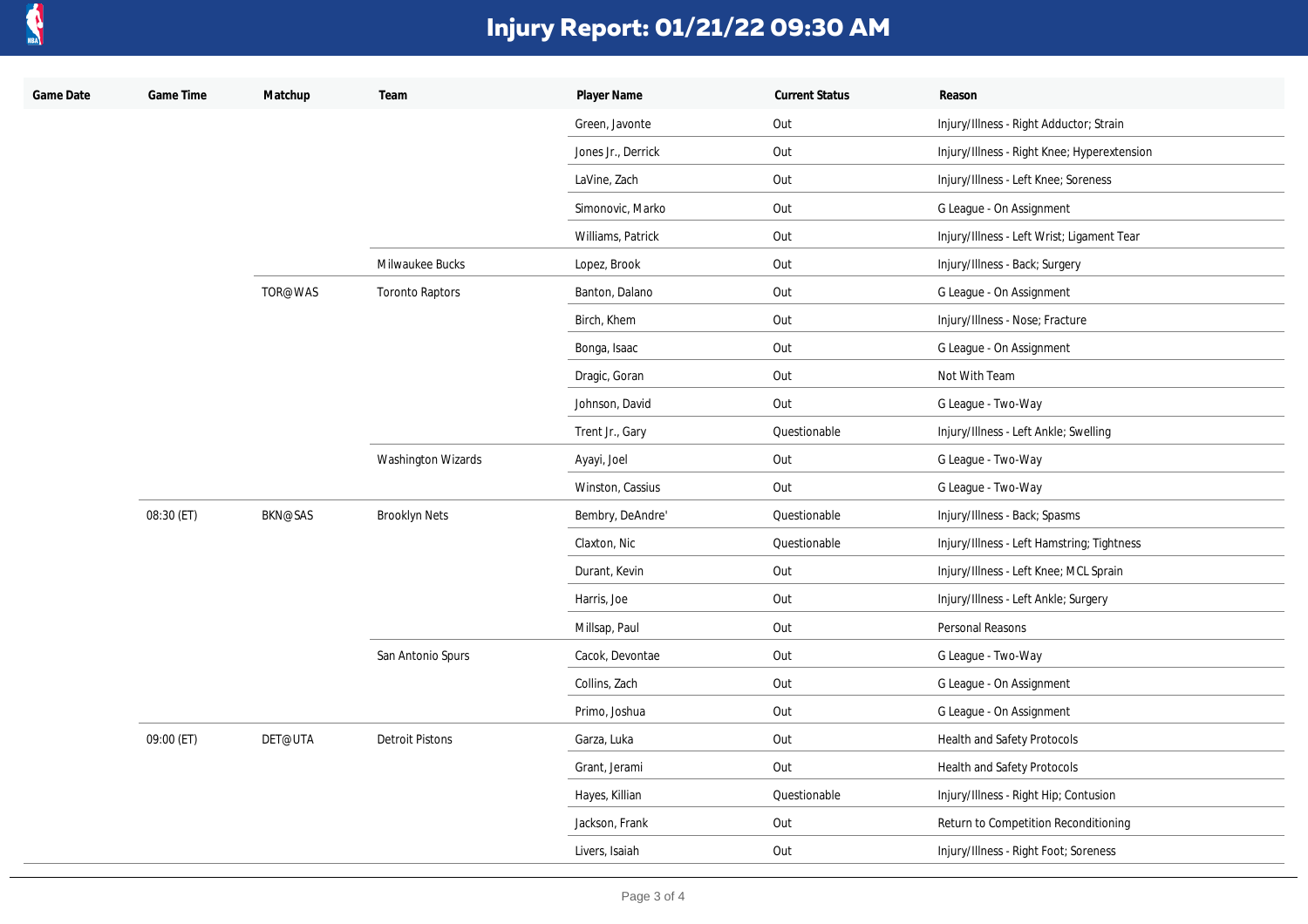# Injury Report: 01/21/22 09:30 AM

| Game Date | Game Time | Matchup | Team | Player Name | Current Status | Reason |
|---|---|---|---|---|---|---|
| | | | | Green, Javonte | Out | Injury/Illness - Right Adductor; Strain |
| | | | | Jones Jr., Derrick | Out | Injury/Illness - Right Knee; Hyperextension |
| | | | | LaVine, Zach | Out | Injury/Illness - Left Knee; Soreness |
| | | | | Simonovic, Marko | Out | G League - On Assignment |
| | | | | Williams, Patrick | Out | Injury/Illness - Left Wrist; Ligament Tear |
| | | | Milwaukee Bucks | Lopez, Brook | Out | Injury/Illness - Back; Surgery |
| | | TOR@WAS | Toronto Raptors | Banton, Dalano | Out | G League - On Assignment |
| | | | | Birch, Khem | Out | Injury/Illness - Nose; Fracture |
| | | | | Bonga, Isaac | Out | G League - On Assignment |
| | | | | Dragic, Goran | Out | Not With Team |
| | | | | Johnson, David | Out | G League - Two-Way |
| | | | | Trent Jr., Gary | Questionable | Injury/Illness - Left Ankle; Swelling |
| | | | Washington Wizards | Ayayi, Joel | Out | G League - Two-Way |
| | | | | Winston, Cassius | Out | G League - Two-Way |
| | 08:30 (ET) | BKN@SAS | Brooklyn Nets | Bembry, DeAndre' | Questionable | Injury/Illness - Back; Spasms |
| | | | | Claxton, Nic | Questionable | Injury/Illness - Left Hamstring; Tightness |
| | | | | Durant, Kevin | Out | Injury/Illness - Left Knee; MCL Sprain |
| | | | | Harris, Joe | Out | Injury/Illness - Left Ankle; Surgery |
| | | | | Millsap, Paul | Out | Personal Reasons |
| | | | San Antonio Spurs | Cacok, Devontae | Out | G League - Two-Way |
| | | | | Collins, Zach | Out | G League - On Assignment |
| | | | | Primo, Joshua | Out | G League - On Assignment |
| | 09:00 (ET) | DET@UTA | Detroit Pistons | Garza, Luka | Out | Health and Safety Protocols |
| | | | | Grant, Jerami | Out | Health and Safety Protocols |
| | | | | Hayes, Killian | Questionable | Injury/Illness - Right Hip; Contusion |
| | | | | Jackson, Frank | Out | Return to Competition Reconditioning |
| | | | | Livers, Isaiah | Out | Injury/Illness - Right Foot; Soreness |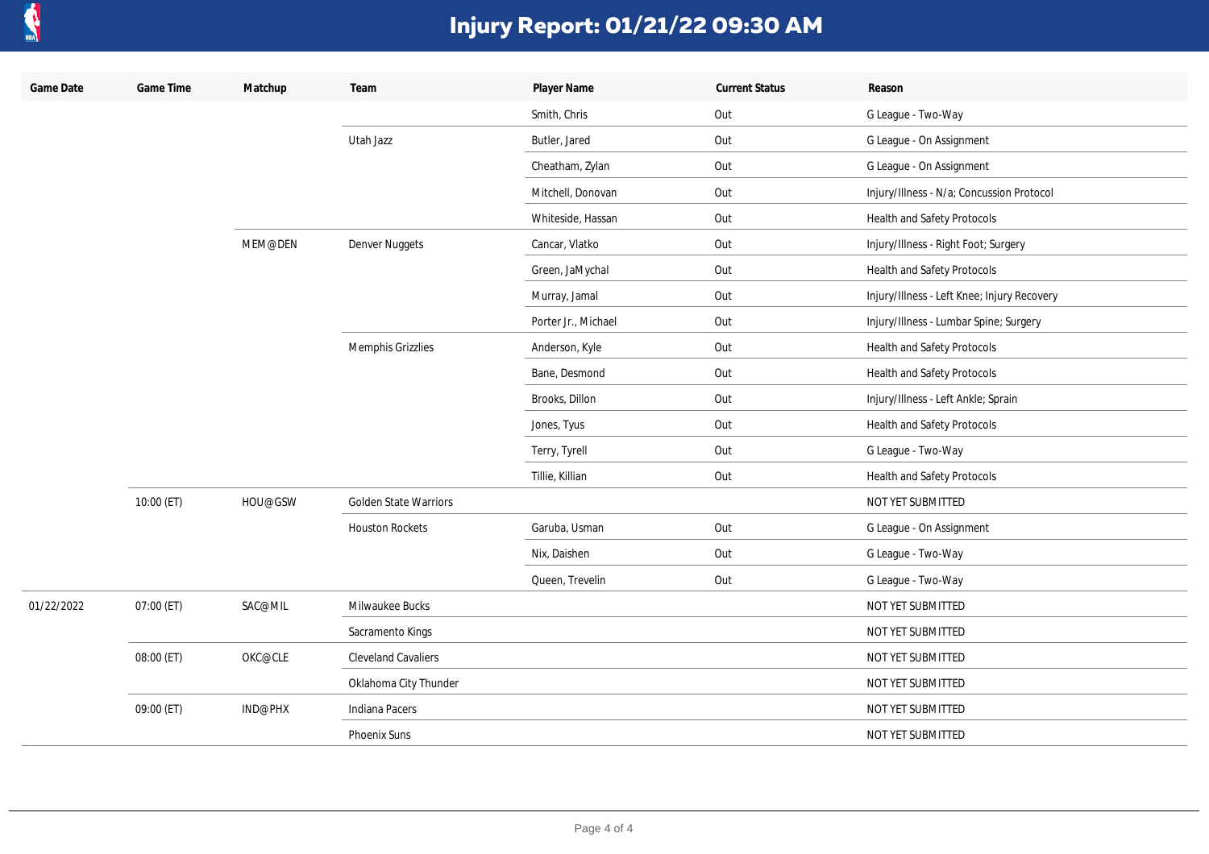# Injury Report: 01/21/22 09:30 AM

| Game Date | Game Time | Matchup | Team | Player Name | Current Status | Reason |
|---|---|---|---|---|---|---|
| | | | | Smith, Chris | Out | G League - Two-Way |
| | | | Utah Jazz | Butler, Jared | Out | G League - On Assignment |
| | | | | Cheatham, Zylan | Out | G League - On Assignment |
| | | | | Mitchell, Donovan | Out | Injury/Illness - N/a; Concussion Protocol |
| | | | | Whiteside, Hassan | Out | Health and Safety Protocols |
| | | MEM@DEN | Denver Nuggets | Cancar, Vlatko | Out | Injury/Illness - Right Foot; Surgery |
| | | | | Green, JaMychal | Out | Health and Safety Protocols |
| | | | | Murray, Jamal | Out | Injury/Illness - Left Knee; Injury Recovery |
| | | | | Porter Jr., Michael | Out | Injury/Illness - Lumbar Spine; Surgery |
| | | | Memphis Grizzlies | Anderson, Kyle | Out | Health and Safety Protocols |
| | | | | Bane, Desmond | Out | Health and Safety Protocols |
| | | | | Brooks, Dillon | Out | Injury/Illness - Left Ankle; Sprain |
| | | | | Jones, Tyus | Out | Health and Safety Protocols |
| | | | | Terry, Tyrell | Out | G League - Two-Way |
| | | | | Tillie, Killian | Out | Health and Safety Protocols |
| | 10:00 (ET) | HOU@GSW | Golden State Warriors | | | NOT YET SUBMITTED |
| | | | Houston Rockets | Garuba, Usman | Out | G League - On Assignment |
| | | | | Nix, Daishen | Out | G League - Two-Way |
| | | | | Queen, Trevelin | Out | G League - Two-Way |
| 01/22/2022 | 07:00 (ET) | SAC@MIL | Milwaukee Bucks | | | NOT YET SUBMITTED |
| | | | Sacramento Kings | | | NOT YET SUBMITTED |
| | 08:00 (ET) | OKC@CLE | Cleveland Cavaliers | | | NOT YET SUBMITTED |
| | | | Oklahoma City Thunder | | | NOT YET SUBMITTED |
| | 09:00 (ET) | IND@PHX | Indiana Pacers | | | NOT YET SUBMITTED |
| | | | Phoenix Suns | | | NOT YET SUBMITTED |